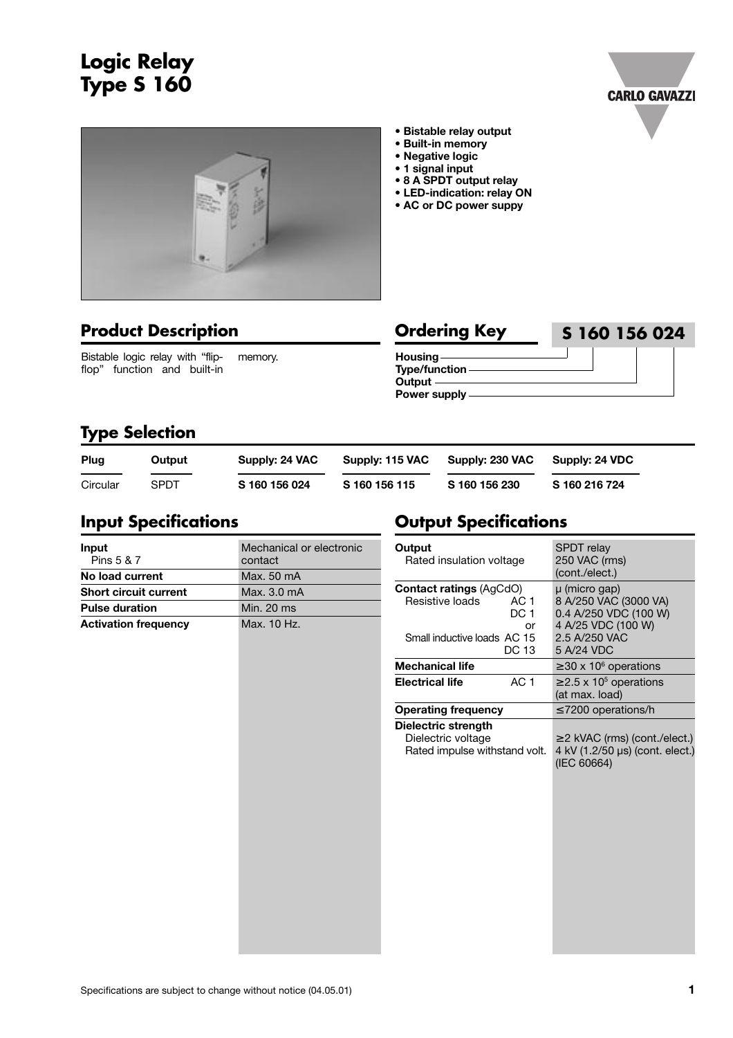# Logic Relay Type S 160

- **Bistable relay output**
- **Built-in memory**
- **Negative logic**
- **1 signal input**
- **8 A SPDT output relay**
- **LED-indication: relay ON**
- **AC or DC power suppy**

## Product Description

Bistable logic relay with "flip-flop" function and built-in memory.

## Ordering Key

**S 160 156 024**

- Housing
- Type/function
- Output
- Power supply

## Type Selection

| Plug | Output | Supply: 24 VAC | Supply: 115 VAC | Supply: 230 VAC | Supply: 24 VDC |
|---|---|---|---|---|---|
| Circular | SPDT | S 160 156 024 | S 160 156 115 | S 160 156 230 | S 160 216 724 |

## Input Specifications

| | |
|---|---|
| **Input** Pins 5 & 7 | Mechanical or electronic contact |
| **No load current** | Max. 50 mA |
| **Short circuit current** | Max. 3.0 mA |
| **Pulse duration** | Min. 20 ms |
| **Activation frequency** | Max. 10 Hz. |

## Output Specifications

| | |
|---|---|
| **Output** | SPDT relay |
| Rated insulation voltage | 250 VAC (rms) (cont./elect.) |
| **Contact ratings** (AgCdO) | μ (micro gap) |
| Resistive loads AC 1 | 8 A/250 VAC (3000 VA) |
| DC 1 | 0.4 A/250 VDC (100 W) |
| or | 4 A/25 VDC (100 W) |
| Small inductive loads AC 15 | 2.5 A/250 VAC |
| DC 13 | 5 A/24 VDC |
| **Mechanical life** | ≥30 x $10^6$ operations |
| **Electrical life** AC 1 | ≥2.5 x $10^5$ operations (at max. load) |
| **Operating frequency** | ≤7200 operations/h |
| **Dielectric strength** | |
| Dielectric voltage | ≥2 kVAC (rms) (cont./elect.) |
| Rated impulse withstand volt. | 4 kV (1.2/50 μs) (cont. elect.) (IEC 60664) |

Specifications are subject to change without notice (04.05.01)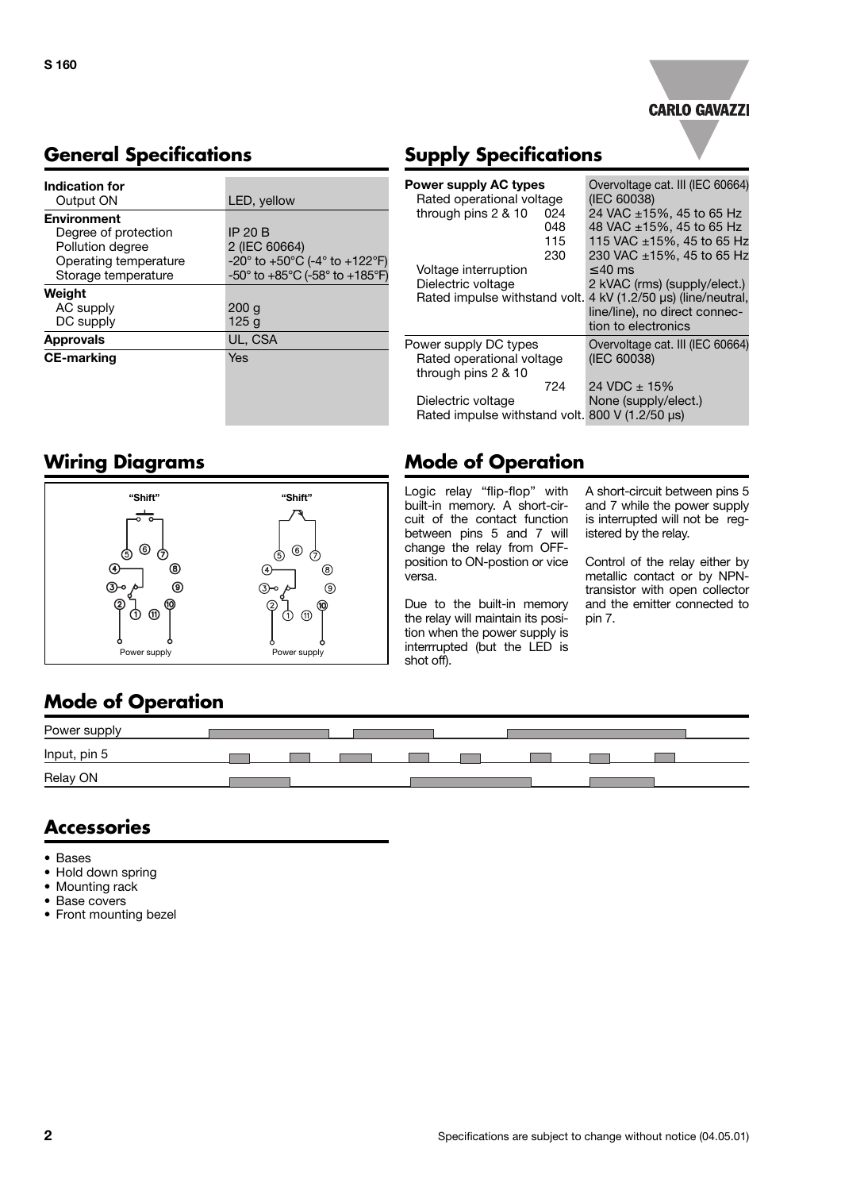## General Specifications

| | |
|---|---|
| **Indication for** | |
| Output ON | LED, yellow |
| **Environment** | |
| Degree of protection | IP 20 B |
| Pollution degree | 2 (IEC 60664) |
| Operating temperature | -20° to +50°C (-4° to +122°F) |
| Storage temperature | -50° to +85°C (-58° to +185°F) |
| **Weight** | |
| AC supply | 200 g |
| DC supply | 125 g |
| **Approvals** | UL, CSA |
| **CE-marking** | Yes |

## Supply Specifications

| | | |
|---|---|---|
| **Power supply AC types** | | Overvoltage cat. III (IEC 60664) |
| Rated operational voltage | | (IEC 60038) |
| through pins 2 & 10 | 024 | 24 VAC ±15%, 45 to 65 Hz |
| | 048 | 48 VAC ±15%, 45 to 65 Hz |
| | 115 | 115 VAC ±15%, 45 to 65 Hz |
| | 230 | 230 VAC ±15%, 45 to 65 Hz |
| Voltage interruption | | ≤40 ms |
| Dielectric voltage | | 2 kVAC (rms) (supply/elect.) |
| Rated impulse withstand volt. | | 4 kV (1.2/50 µs) (line/neutral, line/line), no direct connection to electronics |
| Power supply DC types | | Overvoltage cat. III (IEC 60664) |
| Rated operational voltage | | (IEC 60038) |
| through pins 2 & 10 | | |
| | 724 | 24 VDC ± 15% |
| Dielectric voltage | | None (supply/elect.) |
| Rated impulse withstand volt. | | 800 V (1.2/50 µs) |

## Wiring Diagrams

"Shift"

"Shift"

Power supply

Power supply

## Mode of Operation

Logic relay "flip-flop" with built-in memory. A short-circuit of the contact function between pins 5 and 7 will change the relay from OFF-position to ON-postion or vice versa.

Due to the built-in memory the relay will maintain its position when the power supply is interrrupted (but the LED is shot off).

A short-circuit between pins 5 and 7 while the power supply is interrupted will not be registered by the relay.

Control of the relay either by metallic contact or by NPN-transistor with open collector and the emitter connected to pin 7.

## Mode of Operation

Power supply

Input, pin 5

Relay ON

## Accessories

- Bases
- Hold down spring
- Mounting rack
- Base covers
- Front mounting bezel